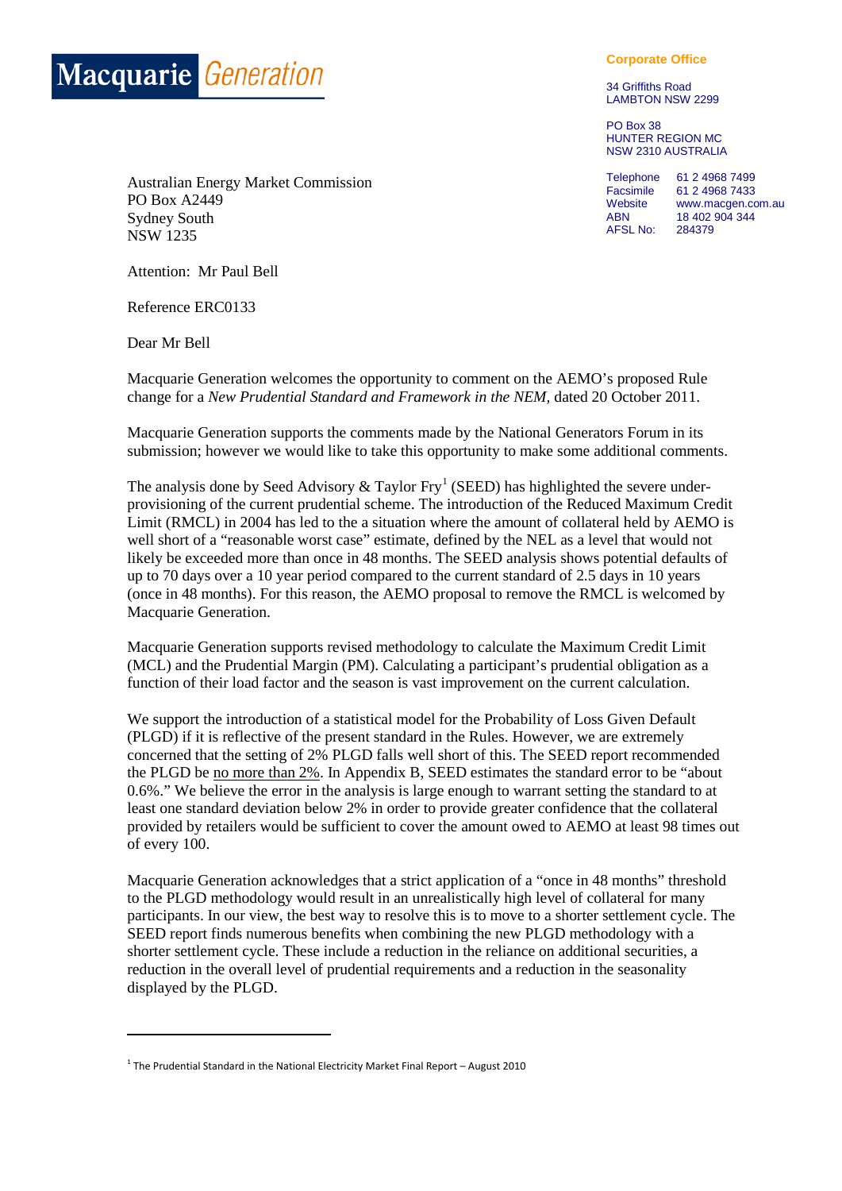# Macquarie *Generation*

**Corporate Office**

34 Griffiths Road
LAMBTON NSW 2299

PO Box 38
HUNTER REGION MC
NSW 2310 AUSTRALIA

Telephone 61 2 4968 7499
Facsimile 61 2 4968 7433
Website www.macgen.com.au
ABN 18 402 904 344
AFSL No: 284379

Australian Energy Market Commission
PO Box A2449
Sydney South
NSW 1235

Attention: Mr Paul Bell

Reference ERC0133

Dear Mr Bell

Macquarie Generation welcomes the opportunity to comment on the AEMO's proposed Rule change for a *New Prudential Standard and Framework in the NEM,* dated 20 October 2011.

Macquarie Generation supports the comments made by the National Generators Forum in its submission; however we would like to take this opportunity to make some additional comments.

The analysis done by Seed Advisory & Taylor Fry[1] (SEED) has highlighted the severe under-provisioning of the current prudential scheme. The introduction of the Reduced Maximum Credit Limit (RMCL) in 2004 has led to the a situation where the amount of collateral held by AEMO is well short of a "reasonable worst case" estimate, defined by the NEL as a level that would not likely be exceeded more than once in 48 months. The SEED analysis shows potential defaults of up to 70 days over a 10 year period compared to the current standard of 2.5 days in 10 years (once in 48 months). For this reason, the AEMO proposal to remove the RMCL is welcomed by Macquarie Generation.

Macquarie Generation supports revised methodology to calculate the Maximum Credit Limit (MCL) and the Prudential Margin (PM). Calculating a participant's prudential obligation as a function of their load factor and the season is vast improvement on the current calculation.

We support the introduction of a statistical model for the Probability of Loss Given Default (PLGD) if it is reflective of the present standard in the Rules. However, we are extremely concerned that the setting of 2% PLGD falls well short of this. The SEED report recommended the PLGD be <u>no more than 2%</u>. In Appendix B, SEED estimates the standard error to be "about 0.6%." We believe the error in the analysis is large enough to warrant setting the standard to at least one standard deviation below 2% in order to provide greater confidence that the collateral provided by retailers would be sufficient to cover the amount owed to AEMO at least 98 times out of every 100.

Macquarie Generation acknowledges that a strict application of a "once in 48 months" threshold to the PLGD methodology would result in an unrealistically high level of collateral for many participants. In our view, the best way to resolve this is to move to a shorter settlement cycle. The SEED report finds numerous benefits when combining the new PLGD methodology with a shorter settlement cycle. These include a reduction in the reliance on additional securities, a reduction in the overall level of prudential requirements and a reduction in the seasonality displayed by the PLGD.

---

[1] The Prudential Standard in the National Electricity Market Final Report – August 2010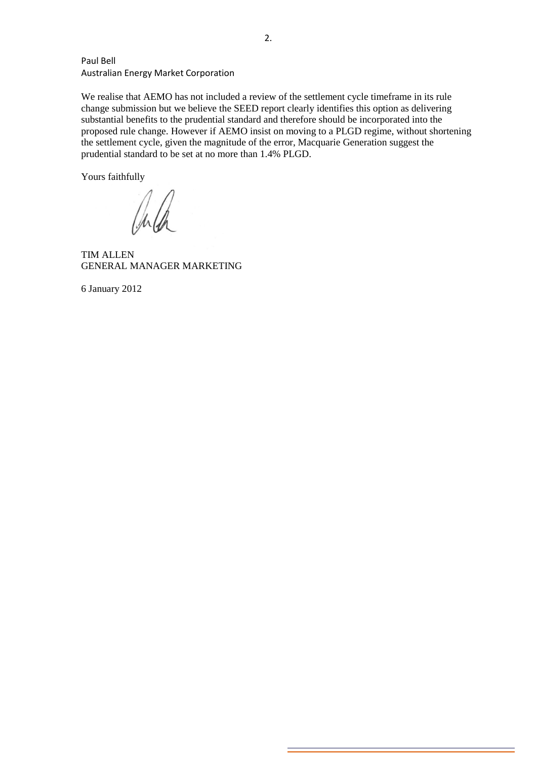Paul Bell
Australian Energy Market Corporation

We realise that AEMO has not included a review of the settlement cycle timeframe in its rule change submission but we believe the SEED report clearly identifies this option as delivering substantial benefits to the prudential standard and therefore should be incorporated into the proposed rule change. However if AEMO insist on moving to a PLGD regime, without shortening the settlement cycle, given the magnitude of the error, Macquarie Generation suggest the prudential standard to be set at no more than 1.4% PLGD.

Yours faithfully

TIM ALLEN
GENERAL MANAGER MARKETING

6 January 2012